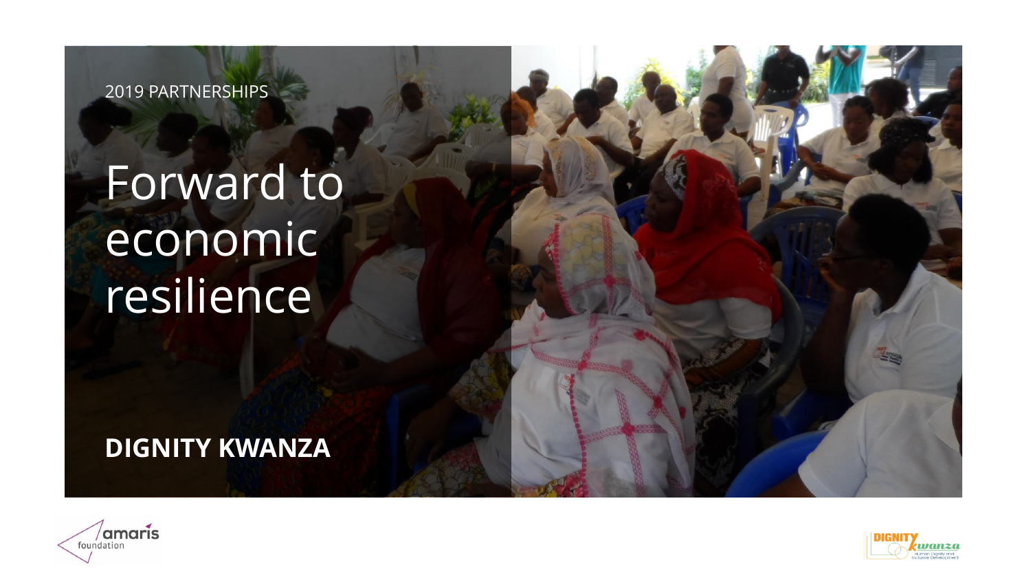2019 PARTNERSHIPS

# Forward to economic resilience

**DIGNITY KWANZA**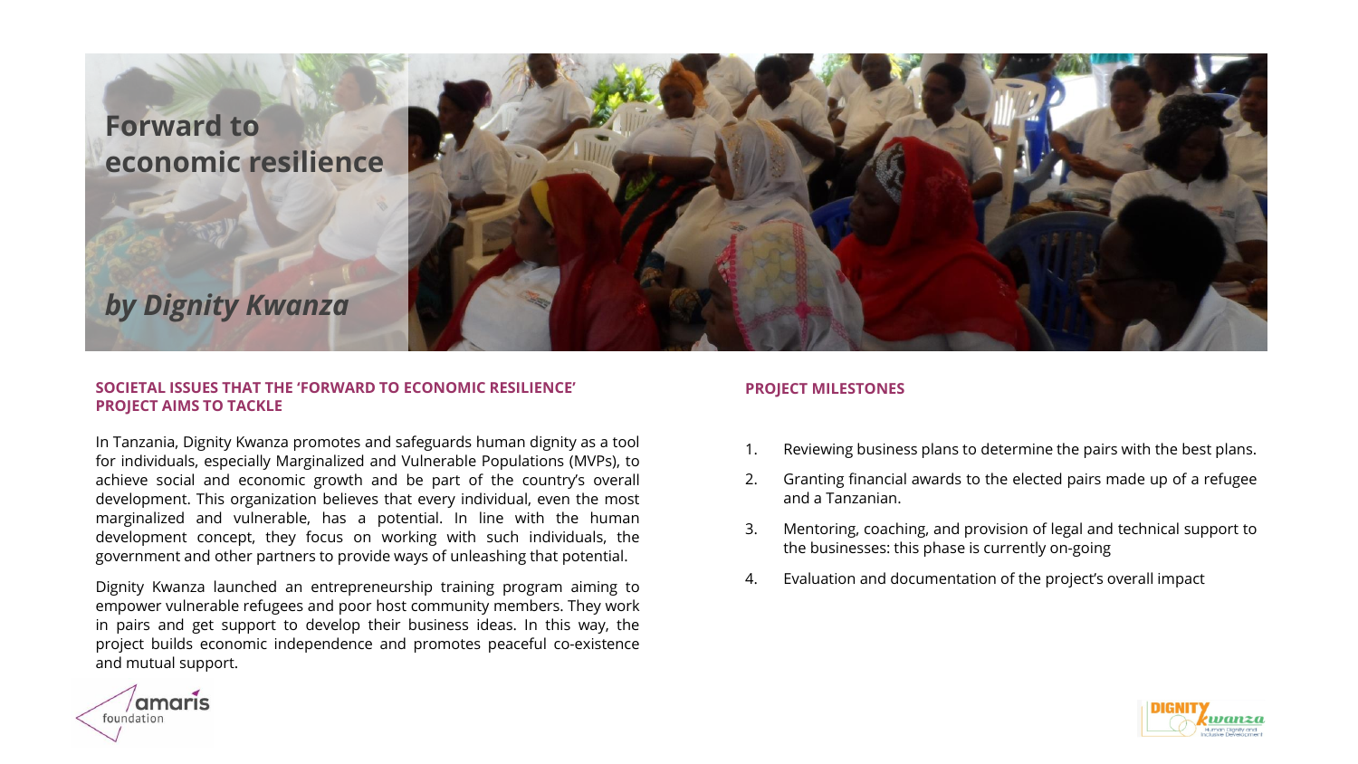# Forward to economic resilience

## *by Dignity Kwanza*

### SOCIETAL ISSUES THAT THE 'FORWARD TO ECONOMIC RESILIENCE' PROJECT AIMS TO TACKLE

In Tanzania, Dignity Kwanza promotes and safeguards human dignity as a tool for individuals, especially Marginalized and Vulnerable Populations (MVPs), to achieve social and economic growth and be part of the country's overall development. This organization believes that every individual, even the most marginalized and vulnerable, has a potential. In line with the human development concept, they focus on working with such individuals, the government and other partners to provide ways of unleashing that potential.

Dignity Kwanza launched an entrepreneurship training program aiming to empower vulnerable refugees and poor host community members. They work in pairs and get support to develop their business ideas. In this way, the project builds economic independence and promotes peaceful co-existence and mutual support.

### PROJECT MILESTONES

1. Reviewing business plans to determine the pairs with the best plans.
2. Granting financial awards to the elected pairs made up of a refugee and a Tanzanian.
3. Mentoring, coaching, and provision of legal and technical support to the businesses: this phase is currently on-going
4. Evaluation and documentation of the project's overall impact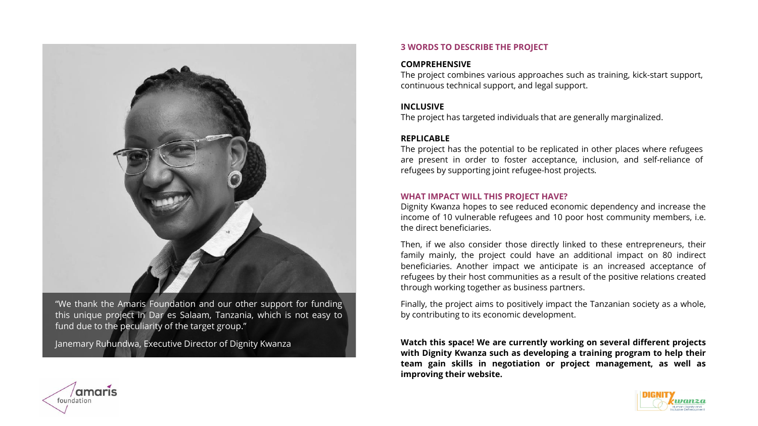"We thank the Amaris Foundation and our other support for funding this unique project in Dar es Salaam, Tanzania, which is not easy to fund due to the peculiarity of the target group."

Janemary Ruhundwa, Executive Director of Dignity Kwanza

## 3 WORDS TO DESCRIBE THE PROJECT

**COMPREHENSIVE**

The project combines various approaches such as training, kick-start support, continuous technical support, and legal support.

**INCLUSIVE**

The project has targeted individuals that are generally marginalized.

**REPLICABLE**

The project has the potential to be replicated in other places where refugees are present in order to foster acceptance, inclusion, and self-reliance of refugees by supporting joint refugee-host projects.

## WHAT IMPACT WILL THIS PROJECT HAVE?

Dignity Kwanza hopes to see reduced economic dependency and increase the income of 10 vulnerable refugees and 10 poor host community members, i.e. the direct beneficiaries.

Then, if we also consider those directly linked to these entrepreneurs, their family mainly, the project could have an additional impact on 80 indirect beneficiaries. Another impact we anticipate is an increased acceptance of refugees by their host communities as a result of the positive relations created through working together as business partners.

Finally, the project aims to positively impact the Tanzanian society as a whole, by contributing to its economic development.

**Watch this space! We are currently working on several different projects with Dignity Kwanza such as developing a training program to help their team gain skills in negotiation or project management, as well as improving their website.**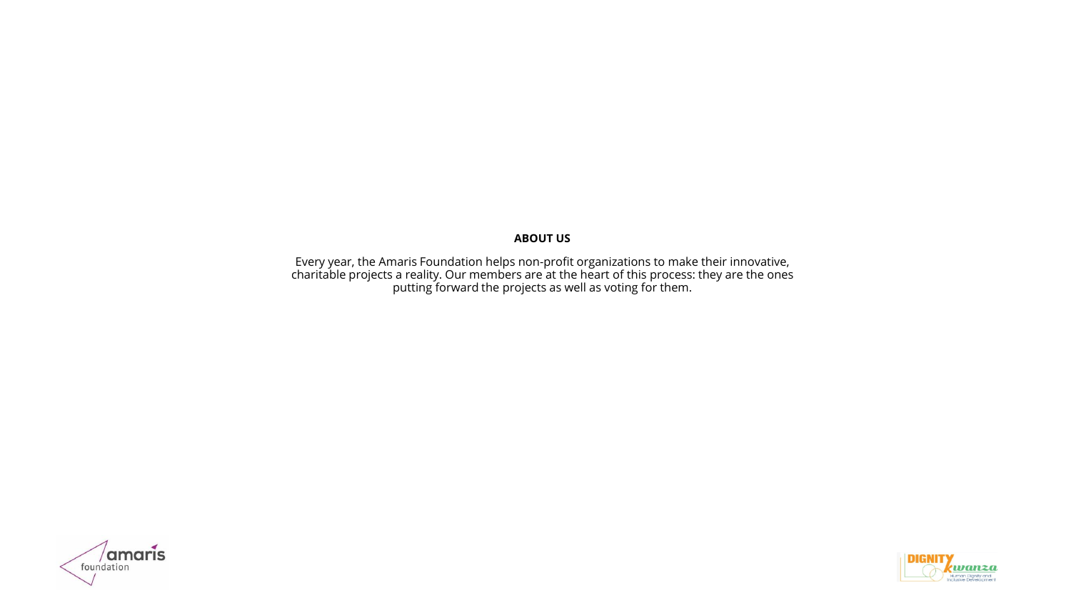**ABOUT US**

Every year, the Amaris Foundation helps non-profit organizations to make their innovative, charitable projects a reality. Our members are at the heart of this process: they are the ones putting forward the projects as well as voting for them.